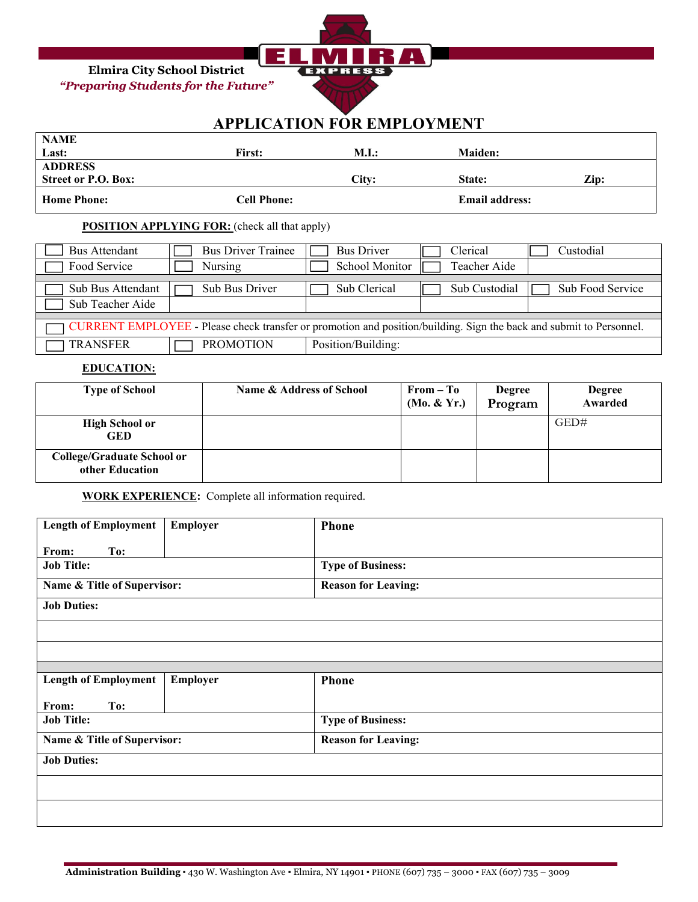Elmira City School District
*"Preparing Students for the Future"*

ELMIRA EXPRESS

# APPLICATION FOR EMPLOYMENT

| **NAME** | | | | |
|---|---|---|---|---|
| **Last:** | **First:** | **M.I.:** | **Maiden:** | |
| **ADDRESS** | | | | |
| **Street or P.O. Box:** | | **City:** | **State:** | **Zip:** |
| **Home Phone:** | **Cell Phone:** | | **Email address:** | |

**POSITION APPLYING FOR:** (check all that apply)

| | | | | |
|---|---|---|---|---|
| ☐ Bus Attendant | ☐ Bus Driver Trainee | ☐ Bus Driver | ☐ Clerical | ☐ Custodial |
| ☐ Food Service | ☐ Nursing | ☐ School Monitor | ☐ Teacher Aide | |
| ☐ Sub Bus Attendant | ☐ Sub Bus Driver | ☐ Sub Clerical | ☐ Sub Custodial | ☐ Sub Food Service |
| ☐ Sub Teacher Aide | | | | |
| ☐ CURRENT EMPLOYEE - Please check transfer or promotion and position/building. Sign the back and submit to Personnel. | | | | |
| ☐ TRANSFER | ☐ PROMOTION | Position/Building: | | |

**EDUCATION:**

| Type of School | Name & Address of School | From – To (Mo. & Yr.) | Degree Program | Degree Awarded |
|---|---|---|---|---|
| **High School or GED** | | | | GED# |
| **College/Graduate School or other Education** | | | | |

**WORK EXPERIENCE:** Complete all information required.

| | | |
|---|---|---|
| **Length of Employment** From: To: | **Employer** | **Phone** |
| **Job Title:** | | **Type of Business:** |
| **Name & Title of Supervisor:** | | **Reason for Leaving:** |
| **Job Duties:** | | |
| | | |
| | | |

| | | |
|---|---|---|
| **Length of Employment** From: To: | **Employer** | **Phone** |
| **Job Title:** | | **Type of Business:** |
| **Name & Title of Supervisor:** | | **Reason for Leaving:** |
| **Job Duties:** | | |
| | | |
| | | |

**Administration Building** ▪ 430 W. Washington Ave ▪ Elmira, NY 14901 ▪ PHONE (607) 735 – 3000 ▪ FAX (607) 735 – 3009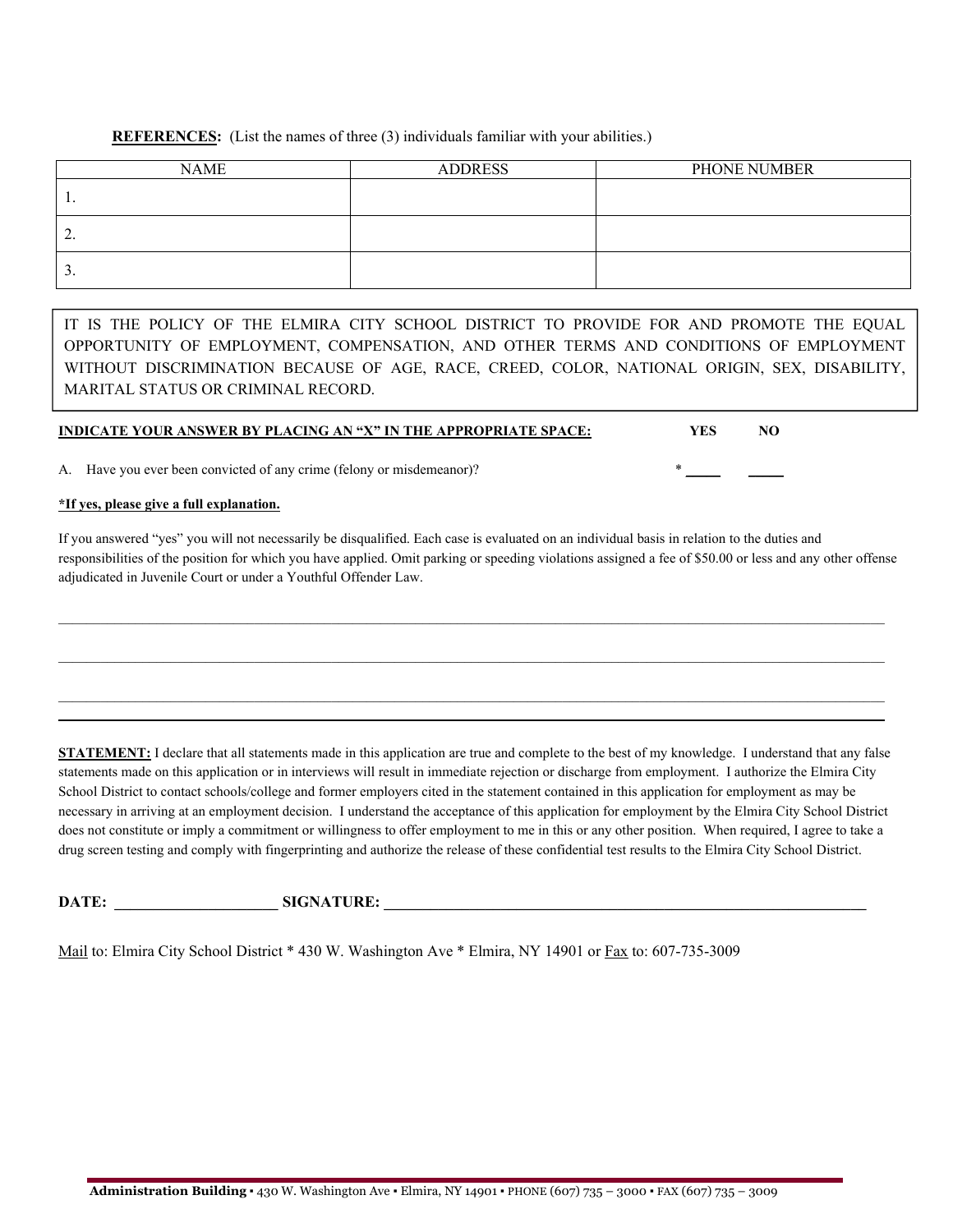**REFERENCES:** (List the names of three (3) individuals familiar with your abilities.)

| NAME | ADDRESS | PHONE NUMBER |
|---|---|---|
| 1. | | |
| 2. | | |
| 3. | | |

IT IS THE POLICY OF THE ELMIRA CITY SCHOOL DISTRICT TO PROVIDE FOR AND PROMOTE THE EQUAL OPPORTUNITY OF EMPLOYMENT, COMPENSATION, AND OTHER TERMS AND CONDITIONS OF EMPLOYMENT WITHOUT DISCRIMINATION BECAUSE OF AGE, RACE, CREED, COLOR, NATIONAL ORIGIN, SEX, DISABILITY, MARITAL STATUS OR CRIMINAL RECORD.

| **INDICATE YOUR ANSWER BY PLACING AN "X" IN THE APPROPRIATE SPACE:** | **YES** | **NO** |
|---|---|---|
| A. Have you ever been convicted of any crime (felony or misdemeanor)? | * ____ | ____ |

**\*If yes, please give a full explanation.**

If you answered "yes" you will not necessarily be disqualified. Each case is evaluated on an individual basis in relation to the duties and responsibilities of the position for which you have applied. Omit parking or speeding violations assigned a fee of $50.00 or less and any other offense adjudicated in Juvenile Court or under a Youthful Offender Law.

_______________________________________________________________________________

_______________________________________________________________________________

_______________________________________________________________________________

**STATEMENT:** I declare that all statements made in this application are true and complete to the best of my knowledge. I understand that any false statements made on this application or in interviews will result in immediate rejection or discharge from employment. I authorize the Elmira City School District to contact schools/college and former employers cited in the statement contained in this application for employment as may be necessary in arriving at an employment decision. I understand the acceptance of this application for employment by the Elmira City School District does not constitute or imply a commitment or willingness to offer employment to me in this or any other position. When required, I agree to take a drug screen testing and comply with fingerprinting and authorize the release of these confidential test results to the Elmira City School District.

**DATE:** ____________________ **SIGNATURE:** ______________________________________________

Mail to: Elmira City School District * 430 W. Washington Ave * Elmira, NY 14901 or Fax to: 607-735-3009

**Administration Building** ▪ 430 W. Washington Ave ▪ Elmira, NY 14901 ▪ PHONE (607) 735 – 3000 ▪ FAX (607) 735 – 3009